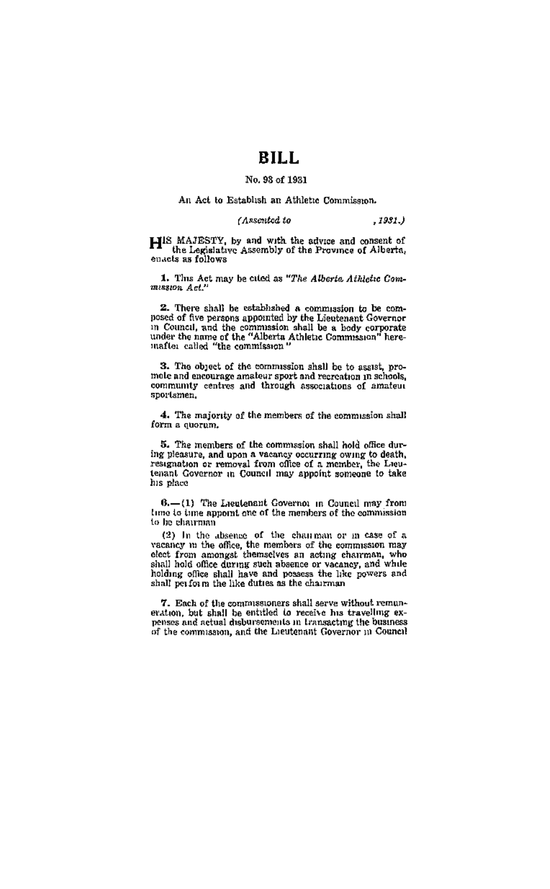# BILL

No. 98 of 1931

An Act to Establish an Athletic Commission.

*(Assented to , 1931.)*

HIS MAJESTY, by and with the advice and consent of the Legislative Assembly of the Province of Alberta, enacts as follows

**1.** This Act may be cited as *"The Alberta Athletic Commission Act."*

**2.** There shall be established a commission to be composed of five persons appointed by the Lieutenant Governor in Council, and the commission shall be a body corporate under the name of the "Alberta Athletic Commission" hereinafter called "the commission"

**3.** The object of the commission shall be to assist, promote and encourage amateur sport and recreation in schools, community centres and through associations of amateur sportsmen.

**4.** The majority of the members of the commission shall form a quorum.

**5.** The members of the commission shall hold office during pleasure, and upon a vacancy occurring owing to death, resignation or removal from office of a member, the Lieutenant Governor in Council may appoint someone to take his place

**6.**—(1) The Lieutenant Governor in Council may from time to time appoint one of the members of the commission to be chairman

(2) In the absence of the chairman or in case of a vacancy in the office, the members of the commission may elect from amongst themselves an acting chairman, who shall hold office during such absence or vacancy, and while holding office shall have and possess the like powers and shall perform the like duties as the chairman

**7.** Each of the commissioners shall serve without remuneration, but shall be entitled to receive his travelling expenses and actual disbursements in transacting the business of the commission, and the Lieutenant Governor in Council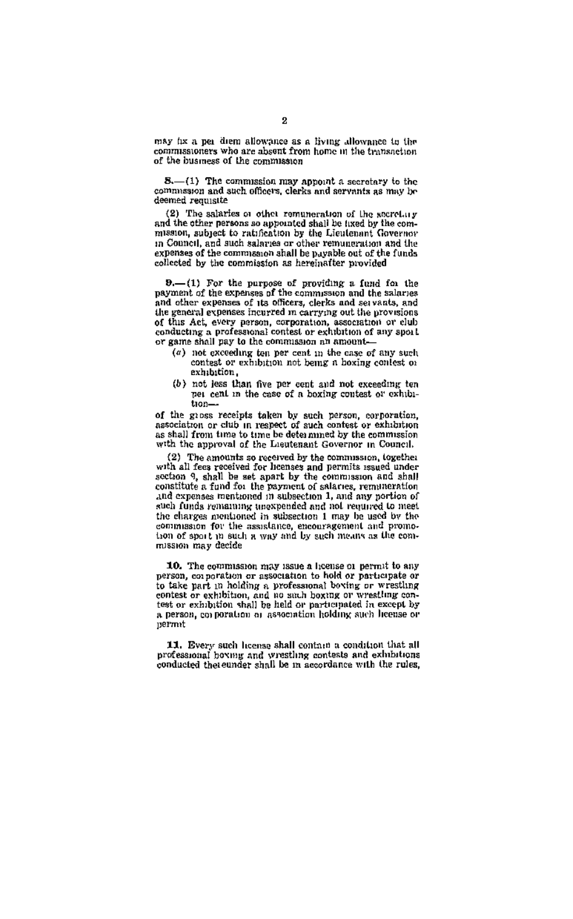may fix a per diem allowance as a living allowance to the commissioners who are absent from home in the transaction of the business of the commission

**8.**—(1) The commission may appoint a secretary to the commission and such officers, clerks and servants as may be deemed requisite

(2) The salaries or other remuneration of the secretary and the other persons so appointed shall be fixed by the commission, subject to ratification by the Lieutenant Governor in Council, and such salaries or other remuneration and the expenses of the commission shall be payable out of the funds collected by the commission as hereinafter provided

**9.**—(1) For the purpose of providing a fund for the payment of the expenses of the commission and the salaries and other expenses of its officers, clerks and servants, and the general expenses incurred in carrying out the provisions of this Act, every person, corporation, association or club conducting a professional contest or exhibition of any sport or game shall pay to the commission an amount—

- (*a*) not exceeding ten per cent in the case of any such contest or exhibition not being a boxing contest or exhibition,
- (*b*) not less than five per cent and not exceeding ten per cent in the case of a boxing contest or exhibition—

of the gross receipts taken by such person, corporation, association or club in respect of such contest or exhibition as shall from time to time be determined by the commission with the approval of the Lieutenant Governor in Council.

(2) The amounts so received by the commission, together with all fees received for licenses and permits issued under section 9, shall be set apart by the commission and shall constitute a fund for the payment of salaries, remuneration and expenses mentioned in subsection 1, and any portion of such funds remaining unexpended and not required to meet the charges mentioned in subsection 1 may be used by the commission for the assistance, encouragement and promotion of sport in such a way and by such means as the commission may decide

**10.** The commission may issue a license or permit to any person, corporation or association to hold or participate or to take part in holding a professional boxing or wrestling contest or exhibition, and no such boxing or wrestling contest or exhibition shall be held or participated in except by a person, corporation or association holding such license or permit

**11.** Every such license shall contain a condition that all professional boxing and wrestling contests and exhibitions conducted thereunder shall be in accordance with the rules,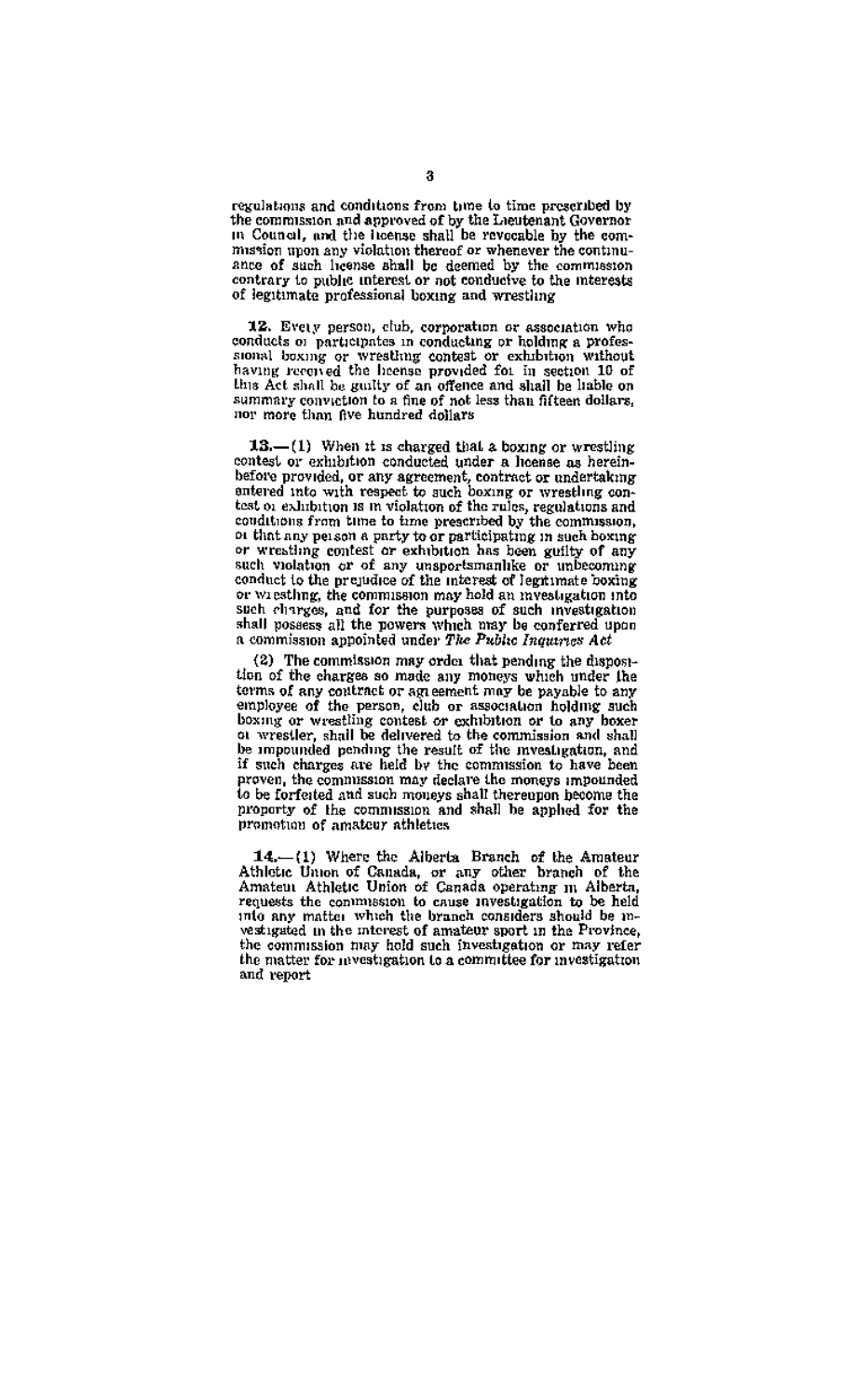regulations and conditions from time to time prescribed by the commission and approved of by the Lieutenant Governor in Council, and the license shall be revocable by the commission upon any violation thereof or whenever the continuance of such license shall be deemed by the commission contrary to public interest or not conducive to the interests of legitimate professional boxing and wrestling

**12.** Every person, club, corporation or association who conducts or participates in conducting or holding a professional boxing or wrestling contest or exhibition without having received the license provided for in section 10 of this Act shall be guilty of an offence and shall be liable on summary conviction to a fine of not less than fifteen dollars, nor more than five hundred dollars

**13.**—(1) When it is charged that a boxing or wrestling contest or exhibition conducted under a license as hereinbefore provided, or any agreement, contract or undertaking entered into with respect to such boxing or wrestling contest or exhibition is in violation of the rules, regulations and conditions from time to time prescribed by the commission, or that any person a party to or participating in such boxing or wrestling contest or exhibition has been guilty of any such violation or of any unsportsmanlike or unbecoming conduct to the prejudice of the interest of legitimate boxing or wrestling, the commission may hold an investigation into such charges, and for the purposes of such investigation shall possess all the powers which may be conferred upon a commission appointed under *The Public Inquiries Act*

(2) The commission may order that pending the disposition of the charges so made any moneys which under the terms of any contract or agreement may be payable to any employee of the person, club or association holding such boxing or wrestling contest or exhibition or to any boxer or wrestler, shall be delivered to the commission and shall be impounded pending the result of the investigation, and if such charges are held by the commission to have been proven, the commission may declare the moneys impounded to be forfeited and such moneys shall thereupon become the property of the commission and shall be applied for the promotion of amateur athletics

**14.**—(1) Where the Alberta Branch of the Amateur Athletic Union of Canada, or any other branch of the Amateur Athletic Union of Canada operating in Alberta, requests the commission to cause investigation to be held into any matter which the branch considers should be investigated in the interest of amateur sport in the Province, the commission may hold such investigation or may refer the matter for investigation to a committee for investigation and report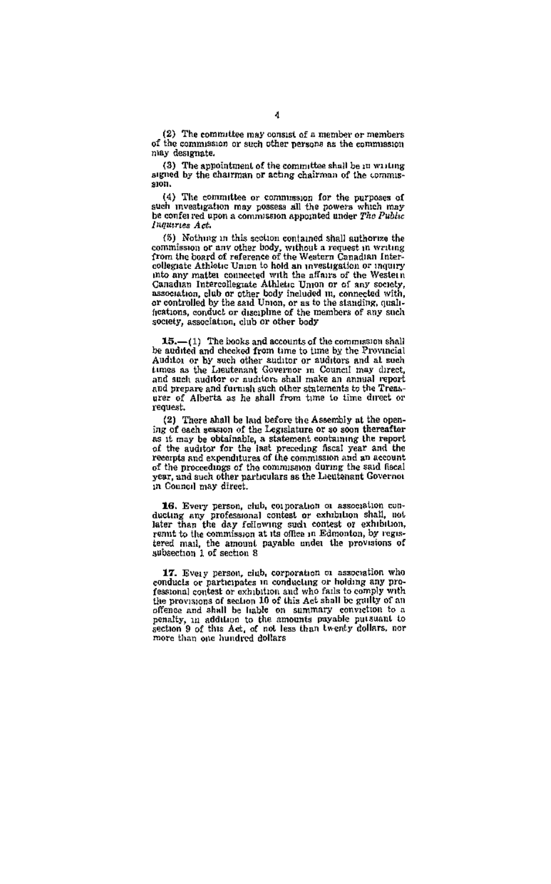(2) The committee may consist of a member or members of the commission or such other persons as the commission may designate.

(3) The appointment of the committee shall be in writing signed by the chairman or acting chairman of the commission.

(4) The committee or commission for the purposes of such investigation may possess all the powers which may be conferred upon a commission appointed under *The Public Inquiries Act.*

(5) Nothing in this section contained shall authorize the commission or any other body, without a request in writing from the board of reference of the Western Canadian Intercollegiate Athletic Union to hold an investigation or inquiry into any matter connected with the affairs of the Western Canadian Intercollegiate Athletic Union or of any society, association, club or other body included in, connected with, or controlled by the said Union, or as to the standing, qualifications, conduct or discipline of the members of any such society, association, club or other body

**15.**—(1) The books and accounts of the commission shall be audited and checked from time to time by the Provincial Auditor or by such other auditor or auditors and at such times as the Lieutenant Governor in Council may direct, and such auditor or auditors shall make an annual report and prepare and furnish such other statements to the Treasurer of Alberta as he shall from time to time direct or request.

(2) There shall be laid before the Assembly at the opening of each session of the Legislature or so soon thereafter as it may be obtainable, a statement containing the report of the auditor for the last preceding fiscal year and the receipts and expenditures of the commission and an account of the proceedings of the commission during the said fiscal year, and such other particulars as the Lieutenant Governor in Council may direct.

**16.** Every person, club, corporation or association conducting any professional contest or exhibition shall, not later than the day following such contest or exhibition, remit to the commission at its office in Edmonton, by registered mail, the amount payable under the provisions of subsection 1 of section 8

**17.** Every person, club, corporation or association who conducts or participates in conducting or holding any professional contest or exhibition and who fails to comply with the provisions of section 10 of this Act shall be guilty of an offence and shall be liable on summary conviction to a penalty, in addition to the amounts payable pursuant to section 9 of this Act, of not less than twenty dollars, nor more than one hundred dollars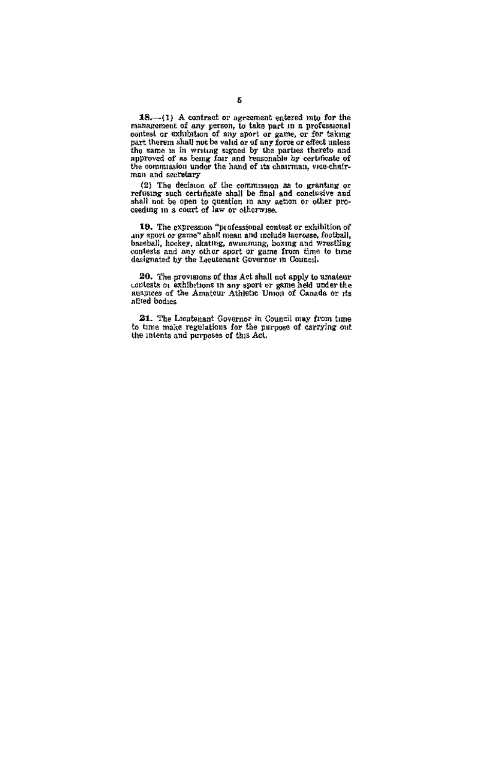**18.**—(1) A contract or agreement entered into for the management of any person, to take part in a professional contest or exhibition of any sport or game, or for taking part therein shall not be valid or of any force or effect unless the same is in writing signed by the parties thereto and approved of as being fair and reasonable by certificate of the commission under the hand of its chairman, vice-chairman and secretary

(2) The decision of the commission as to granting or refusing such certificate shall be final and conclusive and shall not be open to question in any action or other proceeding in a court of law or otherwise.

**19.** The expression "professional contest or exhibition of any sport or game" shall mean and include lacrosse, football, baseball, hockey, skating, swimming, boxing and wrestling contests and any other sport or game from time to time designated by the Lieutenant Governor in Council.

**20.** The provisions of this Act shall not apply to amateur contests or exhibitions in any sport or game held under the auspices of the Amateur Athletic Union of Canada or its allied bodies

**21.** The Lieutenant Governor in Council may from time to time make regulations for the purpose of carrying out the intents and purposes of this Act.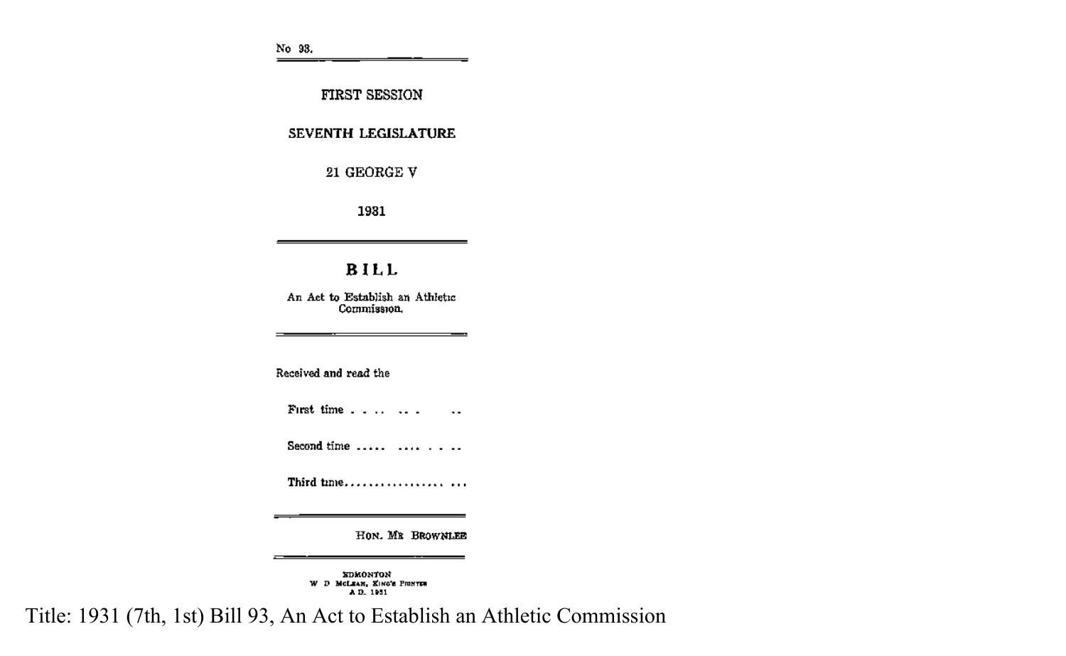No 93.

FIRST SESSION

SEVENTH LEGISLATURE

21 GEORGE V

1931

# BILL

An Act to Establish an Athletic Commission.

Received and read the

First time . . . .. ... . ..

Second time ..... .... . . ..

Third time.................. ...

HON. MR BROWNLEE

EDMONTON
W D McLEAN, KING'S PRINTER
A.D. 1931

Title: 1931 (7th, 1st) Bill 93, An Act to Establish an Athletic Commission